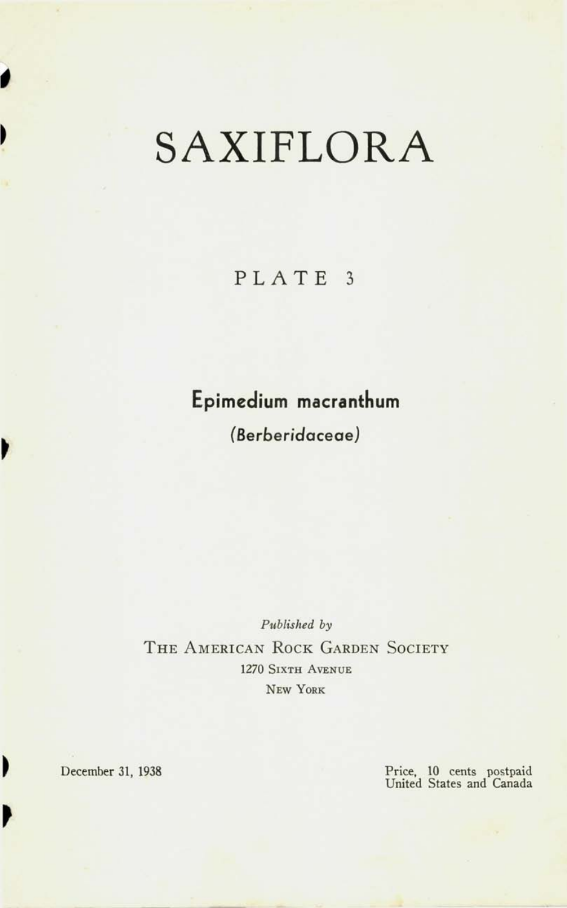# SAXIFLORA

## PLATE 3

### Epimedium macranthum

*(Berberidaceae)*

*Published by*

THE AMERICAN ROCK GARDEN SOCIETY

1270 SIXTH AVENUE

NEW YORK

December 31, 1938

Price, 10 cents postpaid
United States and Canada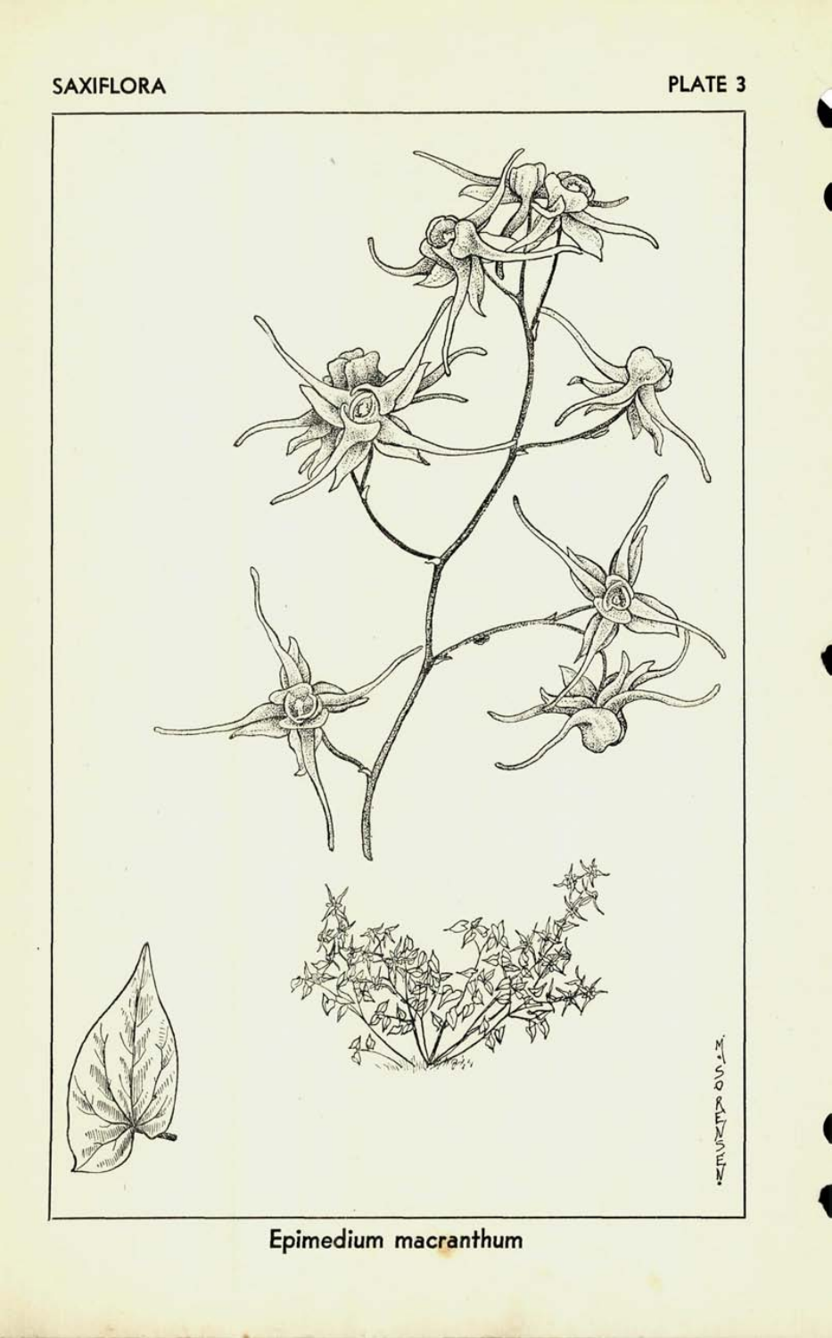*Epimedium macranthum*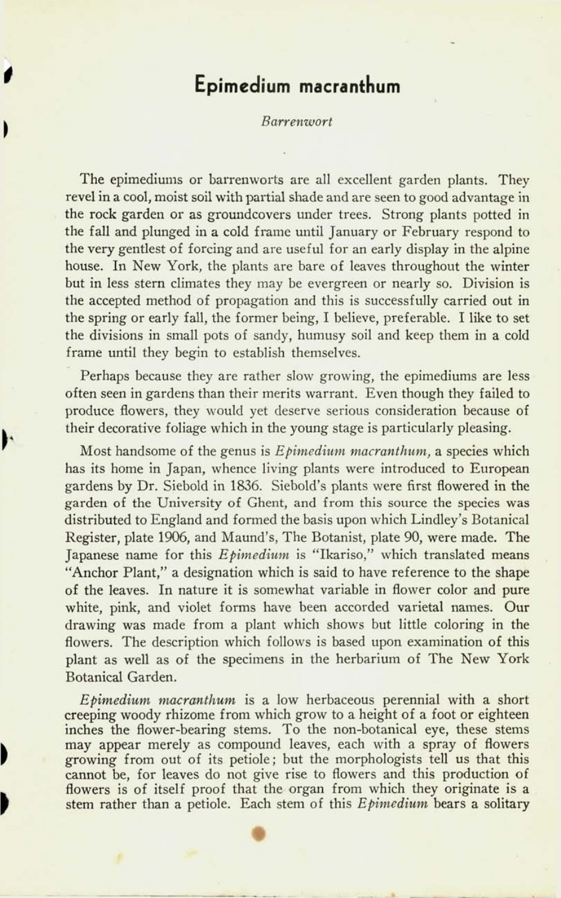# Epimedium macranthum

*Barrenwort*

The epimediums or barrenworts are all excellent garden plants. They revel in a cool, moist soil with partial shade and are seen to good advantage in the rock garden or as groundcovers under trees. Strong plants potted in the fall and plunged in a cold frame until January or February respond to the very gentlest of forcing and are useful for an early display in the alpine house. In New York, the plants are bare of leaves throughout the winter but in less stern climates they may be evergreen or nearly so. Division is the accepted method of propagation and this is successfully carried out in the spring or early fall, the former being, I believe, preferable. I like to set the divisions in small pots of sandy, humusy soil and keep them in a cold frame until they begin to establish themselves.

Perhaps because they are rather slow growing, the epimediums are less often seen in gardens than their merits warrant. Even though they failed to produce flowers, they would yet deserve serious consideration because of their decorative foliage which in the young stage is particularly pleasing.

Most handsome of the genus is *Epimedium macranthum,* a species which has its home in Japan, whence living plants were introduced to European gardens by Dr. Siebold in 1836. Siebold's plants were first flowered in the garden of the University of Ghent, and from this source the species was distributed to England and formed the basis upon which Lindley's Botanical Register, plate 1906, and Maund's, The Botanist, plate 90, were made. The Japanese name for this *Epimedium* is "Ikariso," which translated means "Anchor Plant," a designation which is said to have reference to the shape of the leaves. In nature it is somewhat variable in flower color and pure white, pink, and violet forms have been accorded varietal names. Our drawing was made from a plant which shows but little coloring in the flowers. The description which follows is based upon examination of this plant as well as of the specimens in the herbarium of The New York Botanical Garden.

*Epimedium macranthum* is a low herbaceous perennial with a short creeping woody rhizome from which grow to a height of a foot or eighteen inches the flower-bearing stems. To the non-botanical eye, these stems may appear merely as compound leaves, each with a spray of flowers growing from out of its petiole; but the morphologists tell us that this cannot be, for leaves do not give rise to flowers and this production of flowers is of itself proof that the organ from which they originate is a stem rather than a petiole. Each stem of this *Epimedium* bears a solitary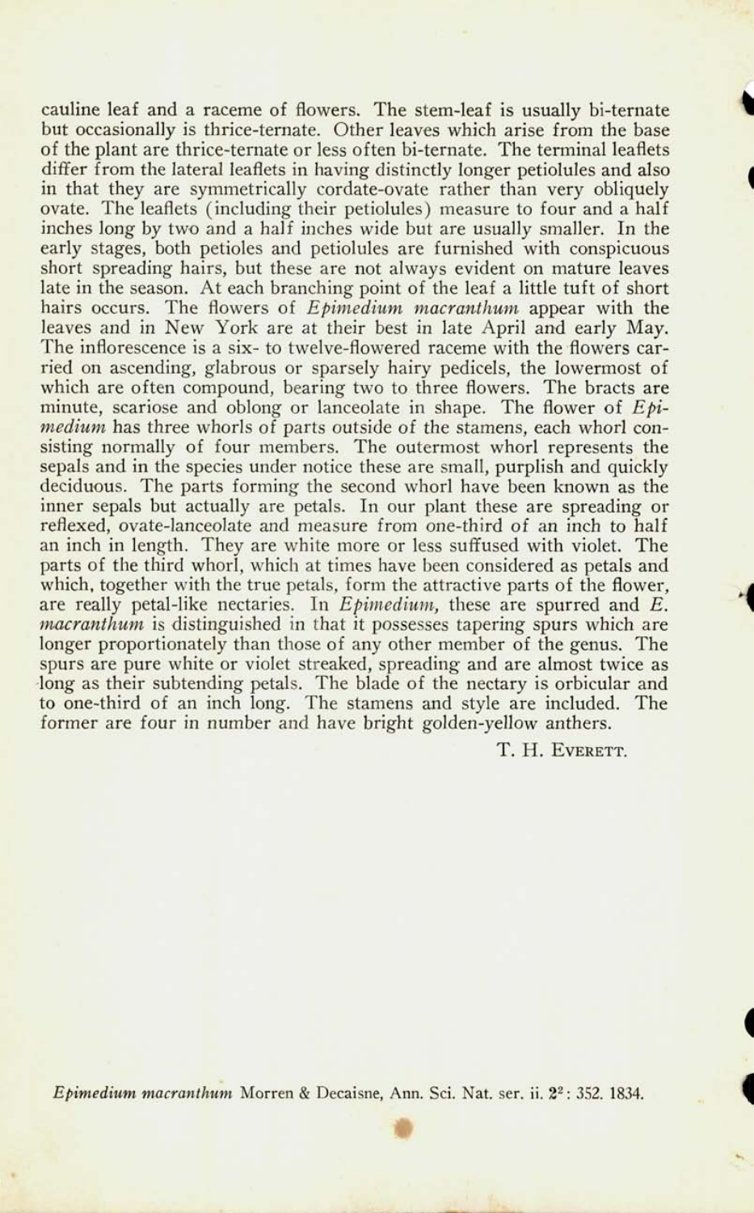cauline leaf and a raceme of flowers. The stem-leaf is usually bi-ternate but occasionally is thrice-ternate. Other leaves which arise from the base of the plant are thrice-ternate or less often bi-ternate. The terminal leaflets differ from the lateral leaflets in having distinctly longer petiolules and also in that they are symmetrically cordate-ovate rather than very obliquely ovate. The leaflets (including their petiolules) measure to four and a half inches long by two and a half inches wide but are usually smaller. In the early stages, both petioles and petiolules are furnished with conspicuous short spreading hairs, but these are not always evident on mature leaves late in the season. At each branching point of the leaf a little tuft of short hairs occurs. The flowers of *Epimedium macranthum* appear with the leaves and in New York are at their best in late April and early May. The inflorescence is a six- to twelve-flowered raceme with the flowers carried on ascending, glabrous or sparsely hairy pedicels, the lowermost of which are often compound, bearing two to three flowers. The bracts are minute, scariose and oblong or lanceolate in shape. The flower of *Epimedium* has three whorls of parts outside of the stamens, each whorl consisting normally of four members. The outermost whorl represents the sepals and in the species under notice these are small, purplish and quickly deciduous. The parts forming the second whorl have been known as the inner sepals but actually are petals. In our plant these are spreading or reflexed, ovate-lanceolate and measure from one-third of an inch to half an inch in length. They are white more or less suffused with violet. The parts of the third whorl, which at times have been considered as petals and which, together with the true petals, form the attractive parts of the flower, are really petal-like nectaries. In *Epimedium*, these are spurred and *E. macranthum* is distinguished in that it possesses tapering spurs which are longer proportionately than those of any other member of the genus. The spurs are pure white or violet streaked, spreading and are almost twice as long as their subtending petals. The blade of the nectary is orbicular and to one-third of an inch long. The stamens and style are included. The former are four in number and have bright golden-yellow anthers.

T. H. Everett.

*Epimedium macranthum* Morren & Decaisne, Ann. Sci. Nat. ser. ii. $2^2$: 352. 1834.